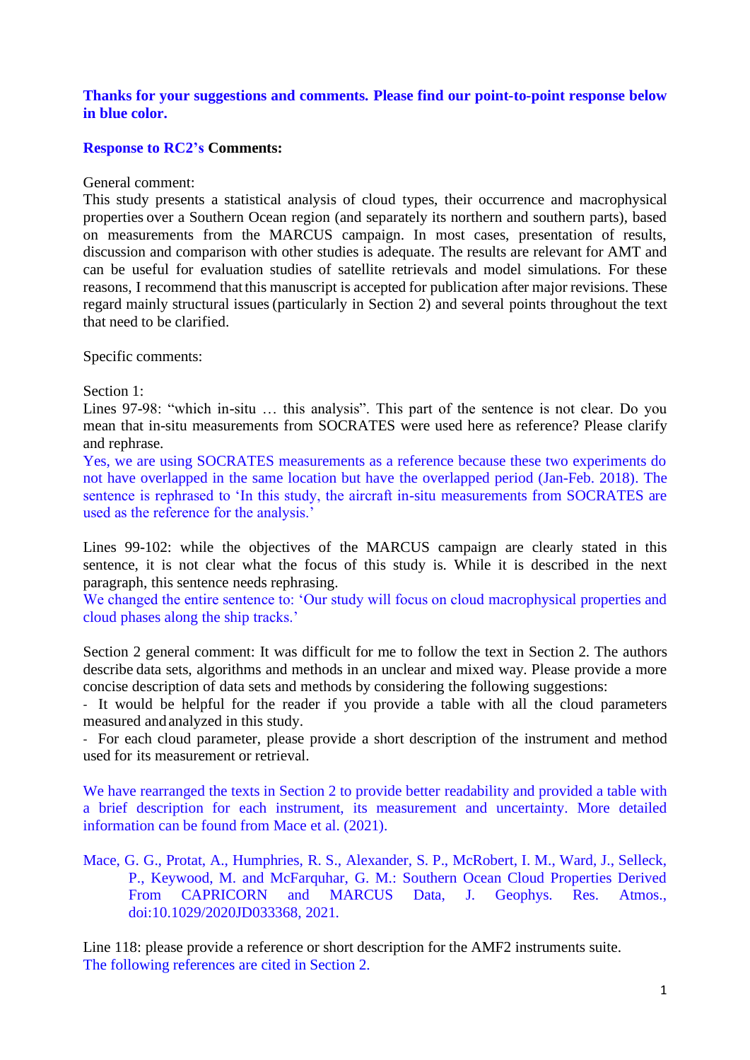**Thanks for your suggestions and comments. Please find our point-to-point response below in blue color.**

**Response to RC2's Comments:**

General comment:
This study presents a statistical analysis of cloud types, their occurrence and macrophysical properties over a Southern Ocean region (and separately its northern and southern parts), based on measurements from the MARCUS campaign. In most cases, presentation of results, discussion and comparison with other studies is adequate. The results are relevant for AMT and can be useful for evaluation studies of satellite retrievals and model simulations. For these reasons, I recommend that this manuscript is accepted for publication after major revisions. These regard mainly structural issues (particularly in Section 2) and several points throughout the text that need to be clarified.

Specific comments:

Section 1:
Lines 97-98: "which in-situ … this analysis". This part of the sentence is not clear. Do you mean that in-situ measurements from SOCRATES were used here as reference? Please clarify and rephrase.
Yes, we are using SOCRATES measurements as a reference because these two experiments do not have overlapped in the same location but have the overlapped period (Jan-Feb. 2018). The sentence is rephrased to 'In this study, the aircraft in-situ measurements from SOCRATES are used as the reference for the analysis.'

Lines 99-102: while the objectives of the MARCUS campaign are clearly stated in this sentence, it is not clear what the focus of this study is. While it is described in the next paragraph, this sentence needs rephrasing.
We changed the entire sentence to: 'Our study will focus on cloud macrophysical properties and cloud phases along the ship tracks.'

Section 2 general comment: It was difficult for me to follow the text in Section 2. The authors describe data sets, algorithms and methods in an unclear and mixed way. Please provide a more concise description of data sets and methods by considering the following suggestions:
- It would be helpful for the reader if you provide a table with all the cloud parameters measured and analyzed in this study.
- For each cloud parameter, please provide a short description of the instrument and method used for its measurement or retrieval.

We have rearranged the texts in Section 2 to provide better readability and provided a table with a brief description for each instrument, its measurement and uncertainty. More detailed information can be found from Mace et al. (2021).

Mace, G. G., Protat, A., Humphries, R. S., Alexander, S. P., McRobert, I. M., Ward, J., Selleck, P., Keywood, M. and McFarquhar, G. M.: Southern Ocean Cloud Properties Derived From CAPRICORN and MARCUS Data, J. Geophys. Res. Atmos., doi:10.1029/2020JD033368, 2021.

Line 118: please provide a reference or short description for the AMF2 instruments suite.
The following references are cited in Section 2.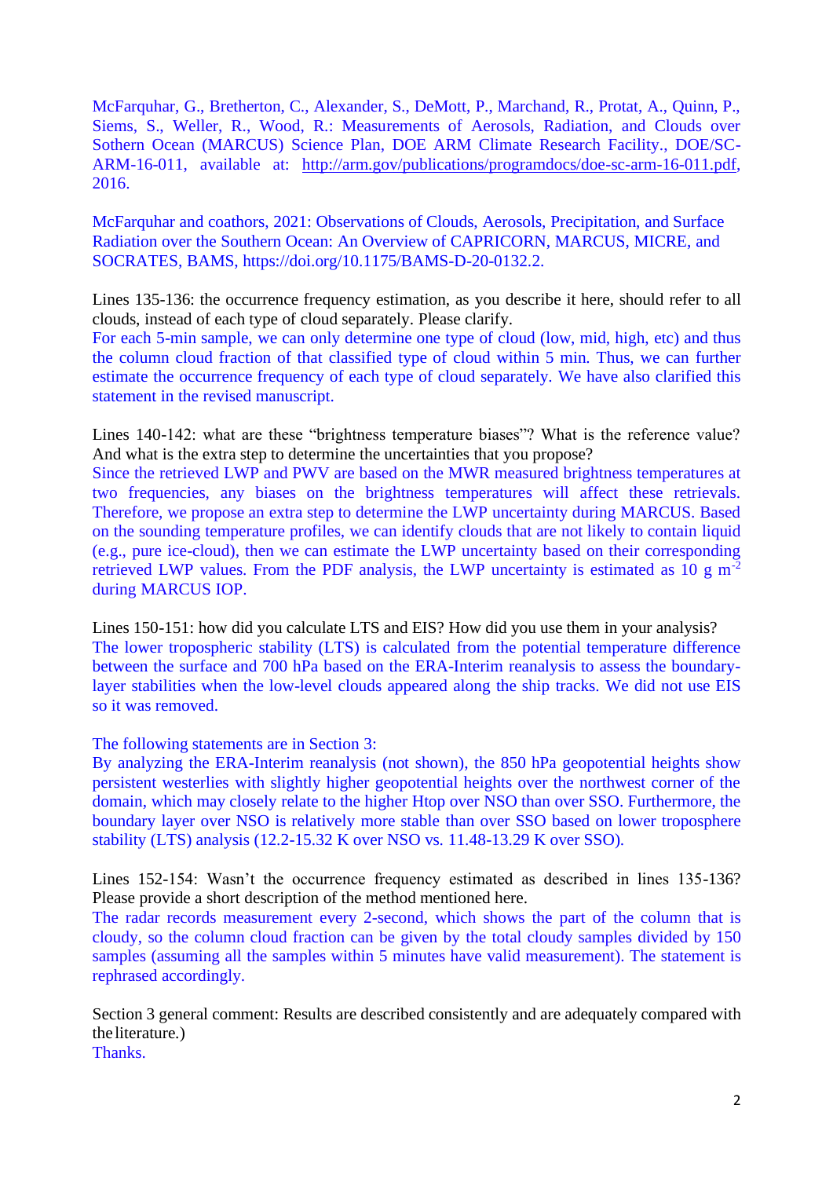McFarquhar, G., Bretherton, C., Alexander, S., DeMott, P., Marchand, R., Protat, A., Quinn, P., Siems, S., Weller, R., Wood, R.: Measurements of Aerosols, Radiation, and Clouds over Sothern Ocean (MARCUS) Science Plan, DOE ARM Climate Research Facility., DOE/SC-ARM-16-011, available at: http://arm.gov/publications/programdocs/doe-sc-arm-16-011.pdf, 2016.

McFarquhar and coathors, 2021: Observations of Clouds, Aerosols, Precipitation, and Surface Radiation over the Southern Ocean: An Overview of CAPRICORN, MARCUS, MICRE, and SOCRATES, BAMS, https://doi.org/10.1175/BAMS-D-20-0132.2.

Lines 135-136: the occurrence frequency estimation, as you describe it here, should refer to all clouds, instead of each type of cloud separately. Please clarify.
For each 5-min sample, we can only determine one type of cloud (low, mid, high, etc) and thus the column cloud fraction of that classified type of cloud within 5 min. Thus, we can further estimate the occurrence frequency of each type of cloud separately. We have also clarified this statement in the revised manuscript.

Lines 140-142: what are these "brightness temperature biases"? What is the reference value? And what is the extra step to determine the uncertainties that you propose?
Since the retrieved LWP and PWV are based on the MWR measured brightness temperatures at two frequencies, any biases on the brightness temperatures will affect these retrievals. Therefore, we propose an extra step to determine the LWP uncertainty during MARCUS. Based on the sounding temperature profiles, we can identify clouds that are not likely to contain liquid (e.g., pure ice-cloud), then we can estimate the LWP uncertainty based on their corresponding retrieved LWP values. From the PDF analysis, the LWP uncertainty is estimated as 10 g $m^{-2}$ during MARCUS IOP.

Lines 150-151: how did you calculate LTS and EIS? How did you use them in your analysis?
The lower tropospheric stability (LTS) is calculated from the potential temperature difference between the surface and 700 hPa based on the ERA-Interim reanalysis to assess the boundary-layer stabilities when the low-level clouds appeared along the ship tracks. We did not use EIS so it was removed.

The following statements are in Section 3:
By analyzing the ERA-Interim reanalysis (not shown), the 850 hPa geopotential heights show persistent westerlies with slightly higher geopotential heights over the northwest corner of the domain, which may closely relate to the higher Htop over NSO than over SSO. Furthermore, the boundary layer over NSO is relatively more stable than over SSO based on lower troposphere stability (LTS) analysis (12.2-15.32 K over NSO vs. 11.48-13.29 K over SSO).

Lines 152-154: Wasn't the occurrence frequency estimated as described in lines 135-136? Please provide a short description of the method mentioned here.
The radar records measurement every 2-second, which shows the part of the column that is cloudy, so the column cloud fraction can be given by the total cloudy samples divided by 150 samples (assuming all the samples within 5 minutes have valid measurement). The statement is rephrased accordingly.

Section 3 general comment: Results are described consistently and are adequately compared with the literature.)
Thanks.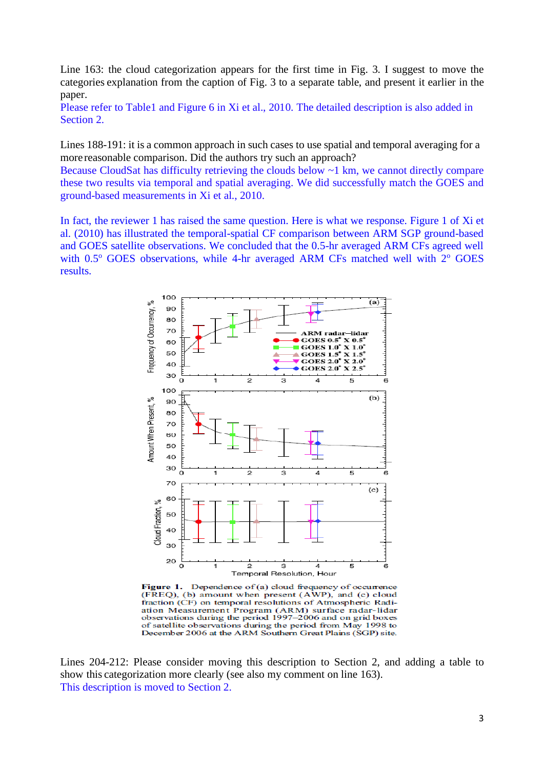Line 163: the cloud categorization appears for the first time in Fig. 3. I suggest to move the categories explanation from the caption of Fig. 3 to a separate table, and present it earlier in the paper.

Please refer to Table1 and Figure 6 in Xi et al., 2010. The detailed description is also added in Section 2.

Lines 188-191: it is a common approach in such cases to use spatial and temporal averaging for a more reasonable comparison. Did the authors try such an approach?

Because CloudSat has difficulty retrieving the clouds below ~1 km, we cannot directly compare these two results via temporal and spatial averaging. We did successfully match the GOES and ground-based measurements in Xi et al., 2010.

In fact, the reviewer 1 has raised the same question. Here is what we response. Figure 1 of Xi et al. (2010) has illustrated the temporal-spatial CF comparison between ARM SGP ground-based and GOES satellite observations. We concluded that the 0.5-hr averaged ARM CFs agreed well with 0.5$^{o}$ GOES observations, while 4-hr averaged ARM CFs matched well with 2$^{o}$ GOES results.

**Figure 1.** Dependence of (a) cloud frequency of occurrence (FREQ), (b) amount when present (AWP), and (c) cloud fraction (CF) on temporal resolutions of Atmospheric Radiation Measurement Program (ARM) surface radar–lidar observations during the period 1997–2006 and on grid boxes of satellite observations during the period from May 1998 to December 2006 at the ARM Southern Great Plains (SGP) site.

Lines 204-212: Please consider moving this description to Section 2, and adding a table to show this categorization more clearly (see also my comment on line 163).

This description is moved to Section 2.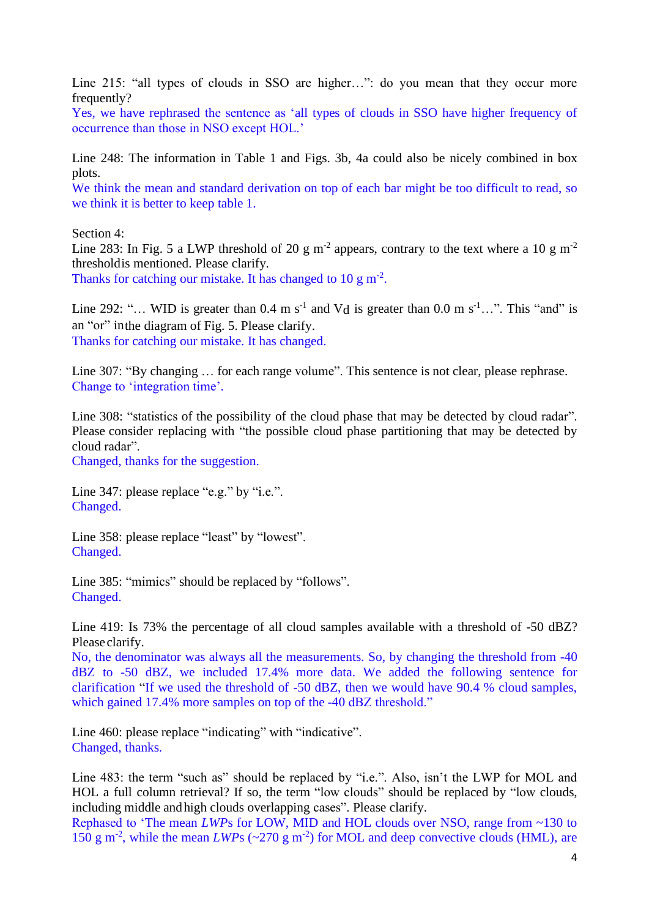Line 215: "all types of clouds in SSO are higher…": do you mean that they occur more frequently?

Yes, we have rephrased the sentence as 'all types of clouds in SSO have higher frequency of occurrence than those in NSO except HOL.'

Line 248: The information in Table 1 and Figs. 3b, 4a could also be nicely combined in box plots.

We think the mean and standard derivation on top of each bar might be too difficult to read, so we think it is better to keep table 1.

Section 4:

Line 283: In Fig. 5 a LWP threshold of 20 g $m^{-2}$ appears, contrary to the text where a 10 g $m^{-2}$ thresholdis mentioned. Please clarify.

Thanks for catching our mistake. It has changed to 10 g $m^{-2}$.

Line 292: "… WID is greater than 0.4 m $s^{-1}$ and $V_d$ is greater than 0.0 m $s^{-1}$…". This "and" is an "or" inthe diagram of Fig. 5. Please clarify.

Thanks for catching our mistake. It has changed.

Line 307: "By changing … for each range volume". This sentence is not clear, please rephrase.

Change to 'integration time'.

Line 308: "statistics of the possibility of the cloud phase that may be detected by cloud radar". Please consider replacing with "the possible cloud phase partitioning that may be detected by cloud radar".

Changed, thanks for the suggestion.

Line 347: please replace "e.g." by "i.e.".

Changed.

Line 358: please replace "least" by "lowest".

Changed.

Line 385: "mimics" should be replaced by "follows".

Changed.

Line 419: Is 73% the percentage of all cloud samples available with a threshold of -50 dBZ? Please clarify.

No, the denominator was always all the measurements. So, by changing the threshold from -40 dBZ to -50 dBZ, we included 17.4% more data. We added the following sentence for clarification "If we used the threshold of -50 dBZ, then we would have 90.4 % cloud samples, which gained 17.4% more samples on top of the -40 dBZ threshold."

Line 460: please replace "indicating" with "indicative".

Changed, thanks.

Line 483: the term "such as" should be replaced by "i.e.". Also, isn't the LWP for MOL and HOL a full column retrieval? If so, the term "low clouds" should be replaced by "low clouds, including middle andhigh clouds overlapping cases". Please clarify.

Rephased to 'The mean *LWP*s for LOW, MID and HOL clouds over NSO, range from ~130 to 150 g $m^{-2}$, while the mean *LWP*s (~270 g $m^{-2}$) for MOL and deep convective clouds (HML), are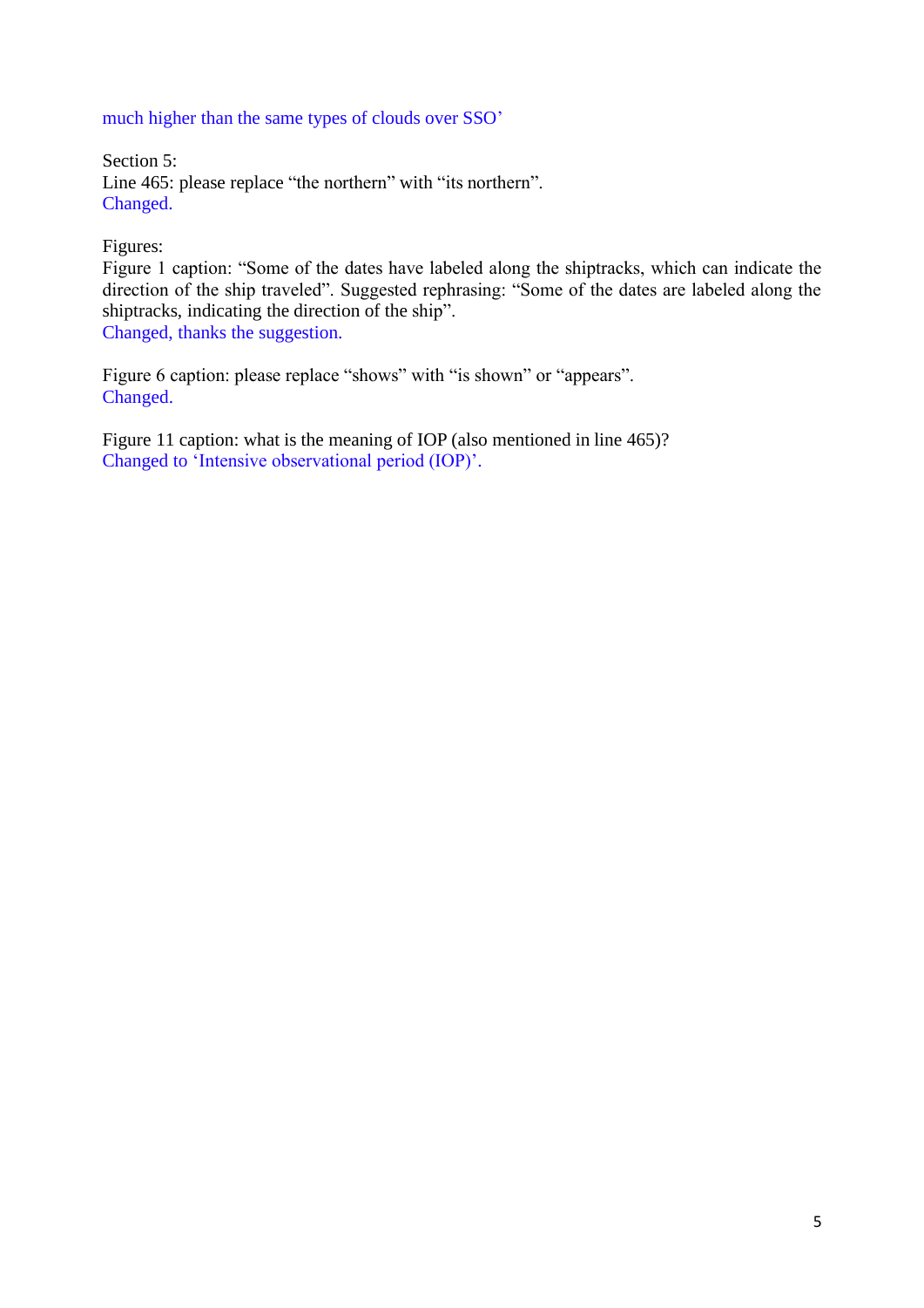much higher than the same types of clouds over SSO'

Section 5:
Line 465: please replace "the northern" with "its northern".
Changed.

Figures:
Figure 1 caption: "Some of the dates have labeled along the shiptracks, which can indicate the direction of the ship traveled". Suggested rephrasing: "Some of the dates are labeled along the shiptracks, indicating the direction of the ship".
Changed, thanks the suggestion.

Figure 6 caption: please replace "shows" with "is shown" or "appears".
Changed.

Figure 11 caption: what is the meaning of IOP (also mentioned in line 465)?
Changed to 'Intensive observational period (IOP)'.